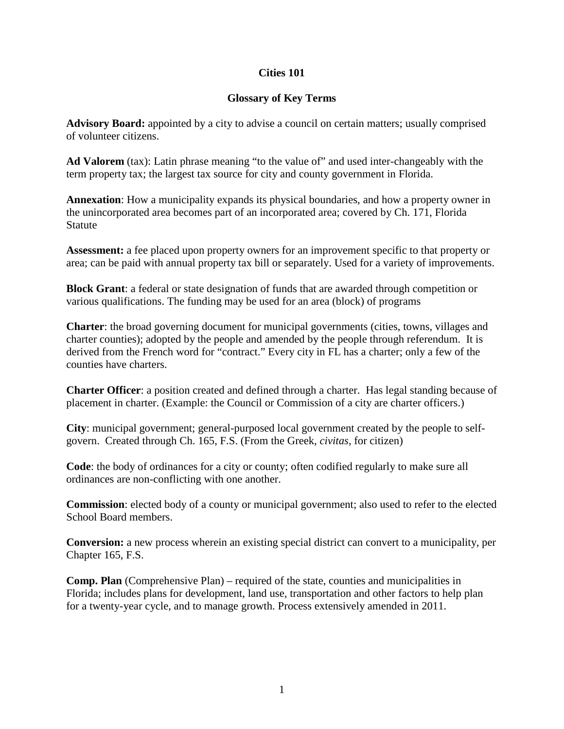# Cities 101

## Glossary of Key Terms

**Advisory Board:** appointed by a city to advise a council on certain matters; usually comprised of volunteer citizens.

**Ad Valorem** (tax): Latin phrase meaning "to the value of" and used inter-changeably with the term property tax; the largest tax source for city and county government in Florida.

**Annexation**: How a municipality expands its physical boundaries, and how a property owner in the unincorporated area becomes part of an incorporated area; covered by Ch. 171, Florida Statute

**Assessment:** a fee placed upon property owners for an improvement specific to that property or area; can be paid with annual property tax bill or separately. Used for a variety of improvements.

**Block Grant**: a federal or state designation of funds that are awarded through competition or various qualifications. The funding may be used for an area (block) of programs

**Charter**: the broad governing document for municipal governments (cities, towns, villages and charter counties); adopted by the people and amended by the people through referendum. It is derived from the French word for "contract." Every city in FL has a charter; only a few of the counties have charters.

**Charter Officer**: a position created and defined through a charter. Has legal standing because of placement in charter. (Example: the Council or Commission of a city are charter officers.)

**City**: municipal government; general-purposed local government created by the people to self-govern. Created through Ch. 165, F.S. (From the Greek, *civitas*, for citizen)

**Code**: the body of ordinances for a city or county; often codified regularly to make sure all ordinances are non-conflicting with one another.

**Commission**: elected body of a county or municipal government; also used to refer to the elected School Board members.

**Conversion:** a new process wherein an existing special district can convert to a municipality, per Chapter 165, F.S.

**Comp. Plan** (Comprehensive Plan) – required of the state, counties and municipalities in Florida; includes plans for development, land use, transportation and other factors to help plan for a twenty-year cycle, and to manage growth. Process extensively amended in 2011.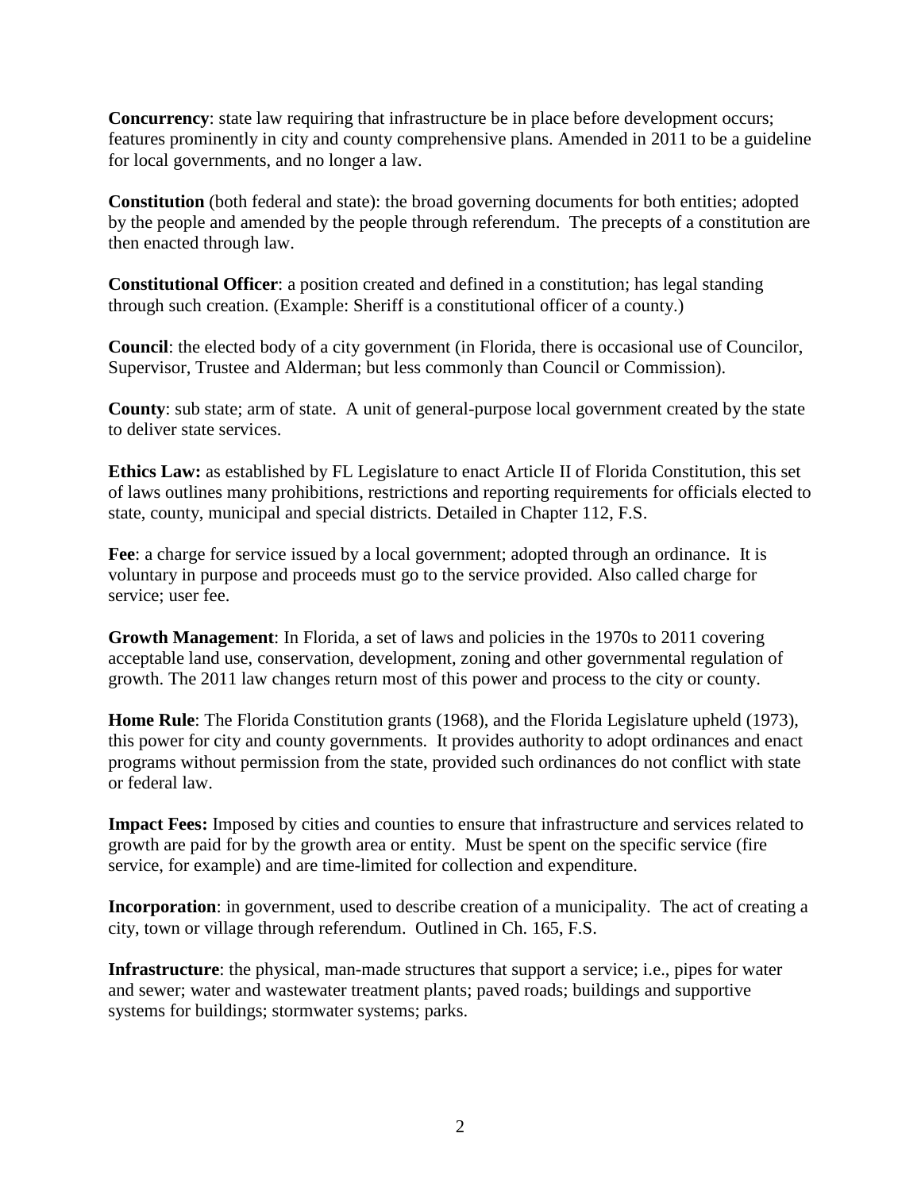**Concurrency**: state law requiring that infrastructure be in place before development occurs; features prominently in city and county comprehensive plans. Amended in 2011 to be a guideline for local governments, and no longer a law.

**Constitution** (both federal and state): the broad governing documents for both entities; adopted by the people and amended by the people through referendum. The precepts of a constitution are then enacted through law.

**Constitutional Officer**: a position created and defined in a constitution; has legal standing through such creation. (Example: Sheriff is a constitutional officer of a county.)

**Council**: the elected body of a city government (in Florida, there is occasional use of Councilor, Supervisor, Trustee and Alderman; but less commonly than Council or Commission).

**County**: sub state; arm of state. A unit of general-purpose local government created by the state to deliver state services.

**Ethics Law:** as established by FL Legislature to enact Article II of Florida Constitution, this set of laws outlines many prohibitions, restrictions and reporting requirements for officials elected to state, county, municipal and special districts. Detailed in Chapter 112, F.S.

**Fee**: a charge for service issued by a local government; adopted through an ordinance. It is voluntary in purpose and proceeds must go to the service provided. Also called charge for service; user fee.

**Growth Management**: In Florida, a set of laws and policies in the 1970s to 2011 covering acceptable land use, conservation, development, zoning and other governmental regulation of growth. The 2011 law changes return most of this power and process to the city or county.

**Home Rule**: The Florida Constitution grants (1968), and the Florida Legislature upheld (1973), this power for city and county governments. It provides authority to adopt ordinances and enact programs without permission from the state, provided such ordinances do not conflict with state or federal law.

**Impact Fees:** Imposed by cities and counties to ensure that infrastructure and services related to growth are paid for by the growth area or entity. Must be spent on the specific service (fire service, for example) and are time-limited for collection and expenditure.

**Incorporation**: in government, used to describe creation of a municipality. The act of creating a city, town or village through referendum. Outlined in Ch. 165, F.S.

**Infrastructure**: the physical, man-made structures that support a service; i.e., pipes for water and sewer; water and wastewater treatment plants; paved roads; buildings and supportive systems for buildings; stormwater systems; parks.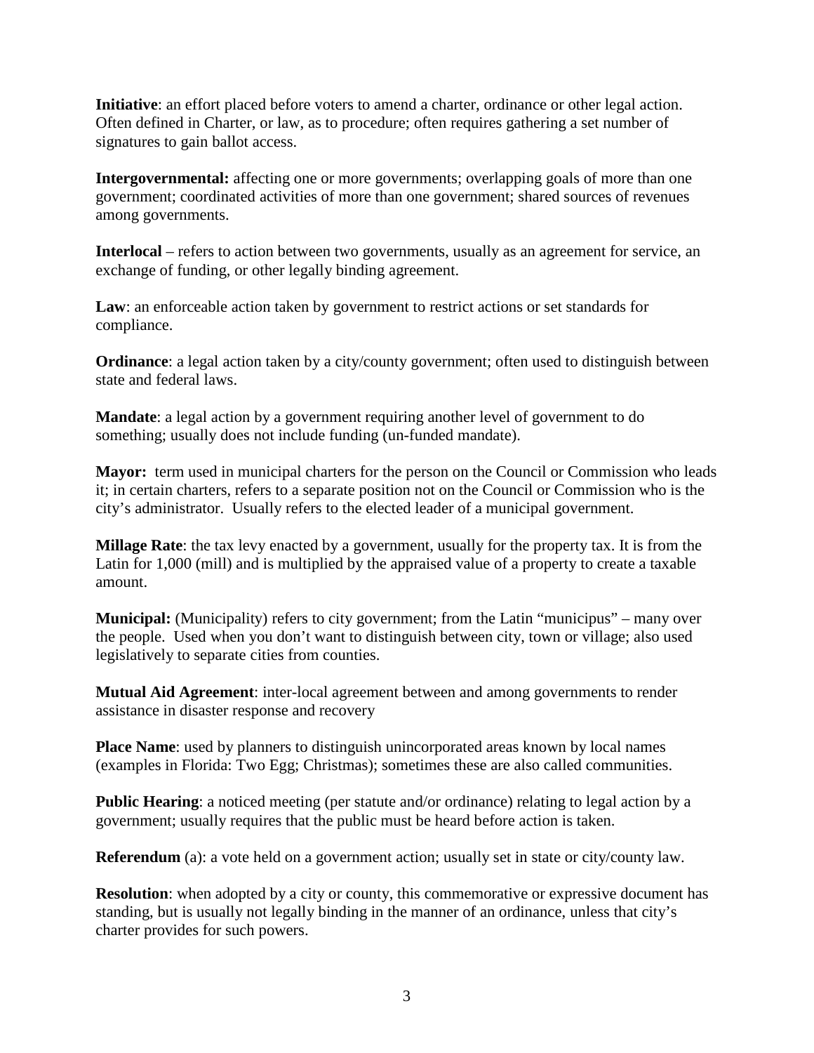**Initiative**: an effort placed before voters to amend a charter, ordinance or other legal action. Often defined in Charter, or law, as to procedure; often requires gathering a set number of signatures to gain ballot access.

**Intergovernmental:** affecting one or more governments; overlapping goals of more than one government; coordinated activities of more than one government; shared sources of revenues among governments.

**Interlocal** – refers to action between two governments, usually as an agreement for service, an exchange of funding, or other legally binding agreement.

**Law**: an enforceable action taken by government to restrict actions or set standards for compliance.

**Ordinance**: a legal action taken by a city/county government; often used to distinguish between state and federal laws.

**Mandate**: a legal action by a government requiring another level of government to do something; usually does not include funding (un-funded mandate).

**Mayor:** term used in municipal charters for the person on the Council or Commission who leads it; in certain charters, refers to a separate position not on the Council or Commission who is the city's administrator. Usually refers to the elected leader of a municipal government.

**Millage Rate**: the tax levy enacted by a government, usually for the property tax. It is from the Latin for 1,000 (mill) and is multiplied by the appraised value of a property to create a taxable amount.

**Municipal:** (Municipality) refers to city government; from the Latin "municipus" – many over the people. Used when you don't want to distinguish between city, town or village; also used legislatively to separate cities from counties.

**Mutual Aid Agreement**: inter-local agreement between and among governments to render assistance in disaster response and recovery

**Place Name**: used by planners to distinguish unincorporated areas known by local names (examples in Florida: Two Egg; Christmas); sometimes these are also called communities.

**Public Hearing**: a noticed meeting (per statute and/or ordinance) relating to legal action by a government; usually requires that the public must be heard before action is taken.

**Referendum** (a): a vote held on a government action; usually set in state or city/county law.

**Resolution**: when adopted by a city or county, this commemorative or expressive document has standing, but is usually not legally binding in the manner of an ordinance, unless that city's charter provides for such powers.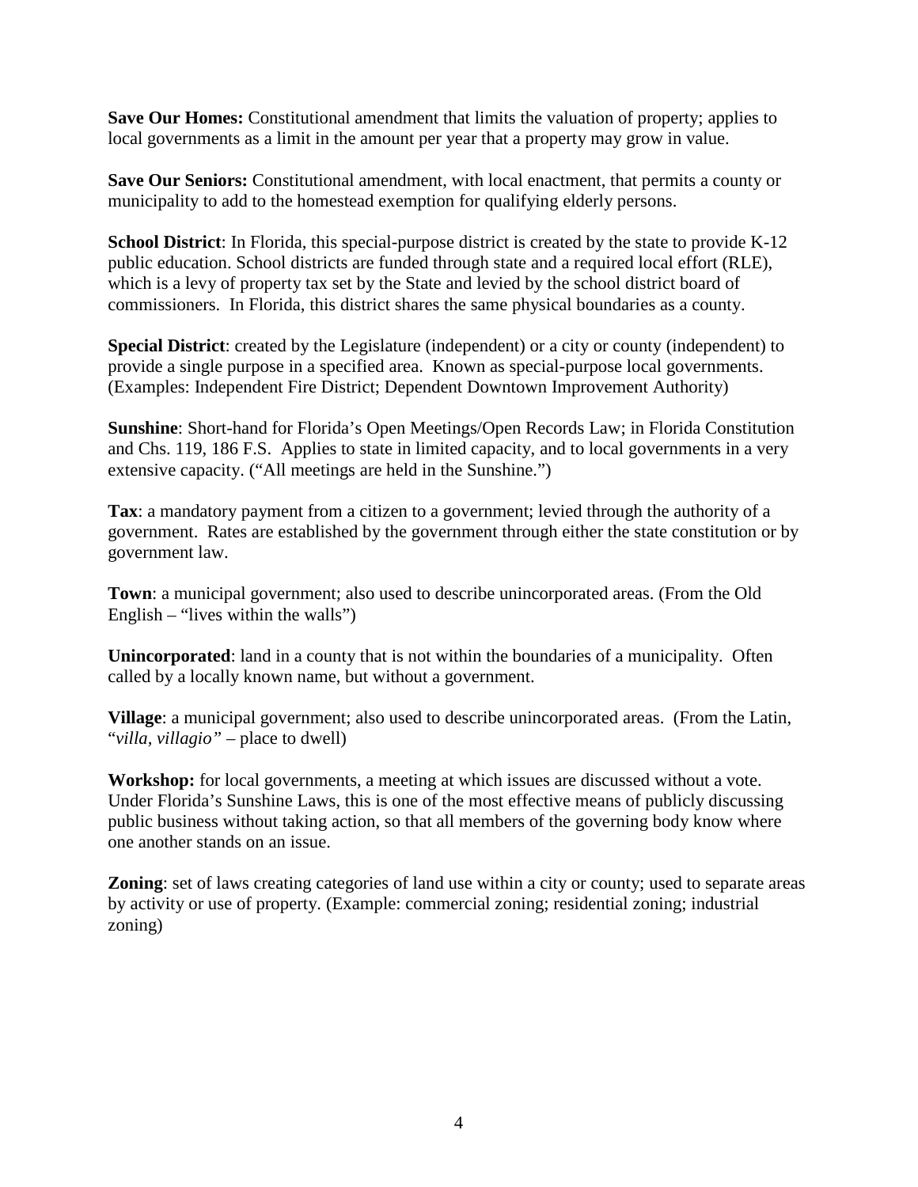**Save Our Homes:** Constitutional amendment that limits the valuation of property; applies to local governments as a limit in the amount per year that a property may grow in value.

**Save Our Seniors:** Constitutional amendment, with local enactment, that permits a county or municipality to add to the homestead exemption for qualifying elderly persons.

**School District**: In Florida, this special-purpose district is created by the state to provide K-12 public education. School districts are funded through state and a required local effort (RLE), which is a levy of property tax set by the State and levied by the school district board of commissioners. In Florida, this district shares the same physical boundaries as a county.

**Special District**: created by the Legislature (independent) or a city or county (independent) to provide a single purpose in a specified area. Known as special-purpose local governments. (Examples: Independent Fire District; Dependent Downtown Improvement Authority)

**Sunshine**: Short-hand for Florida's Open Meetings/Open Records Law; in Florida Constitution and Chs. 119, 186 F.S. Applies to state in limited capacity, and to local governments in a very extensive capacity. ("All meetings are held in the Sunshine.")

**Tax**: a mandatory payment from a citizen to a government; levied through the authority of a government. Rates are established by the government through either the state constitution or by government law.

**Town**: a municipal government; also used to describe unincorporated areas. (From the Old English – "lives within the walls")

**Unincorporated**: land in a county that is not within the boundaries of a municipality. Often called by a locally known name, but without a government.

**Village**: a municipal government; also used to describe unincorporated areas. (From the Latin, "*villa, villagio"* – place to dwell)

**Workshop:** for local governments, a meeting at which issues are discussed without a vote. Under Florida's Sunshine Laws, this is one of the most effective means of publicly discussing public business without taking action, so that all members of the governing body know where one another stands on an issue.

**Zoning**: set of laws creating categories of land use within a city or county; used to separate areas by activity or use of property. (Example: commercial zoning; residential zoning; industrial zoning)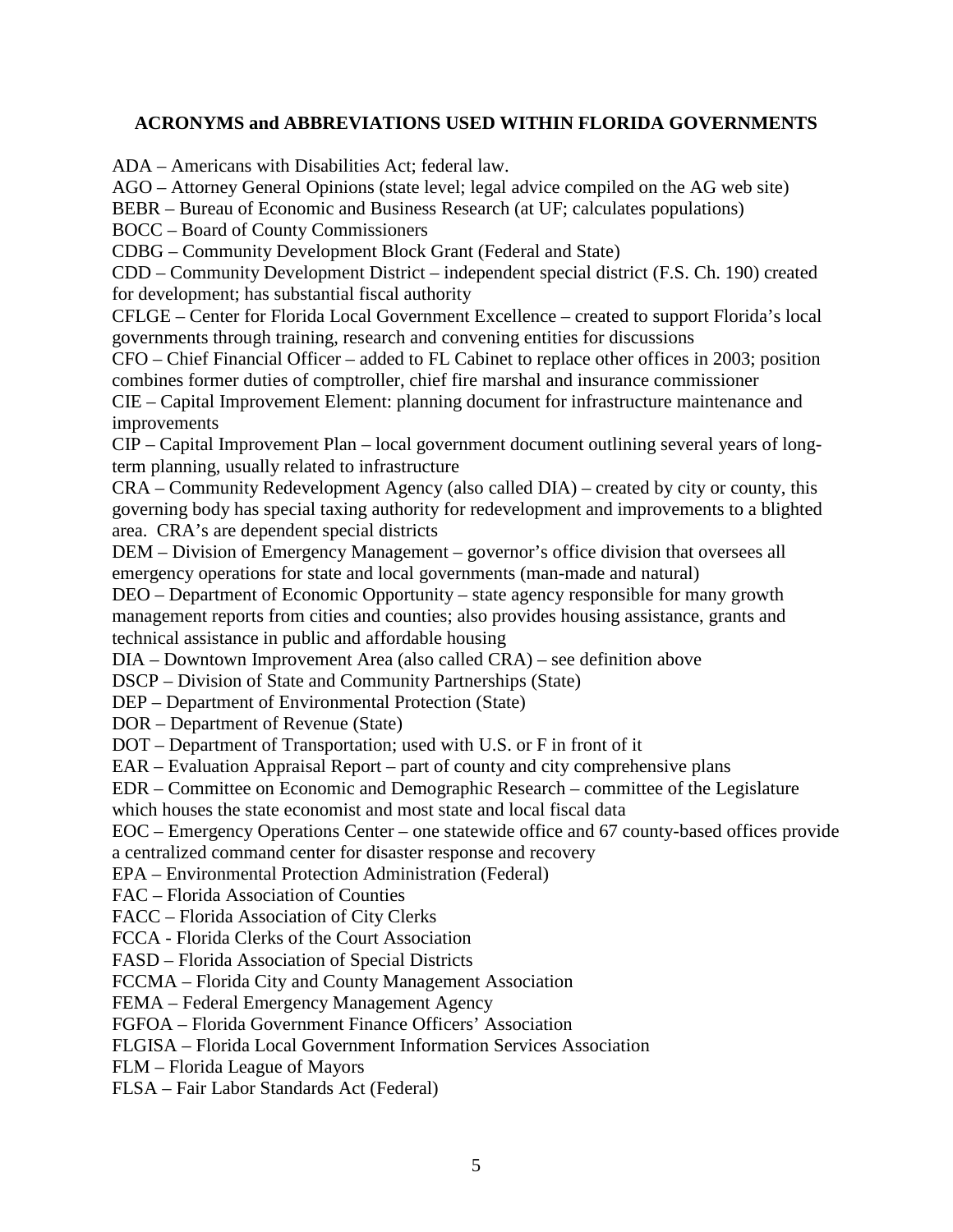### ACRONYMS and ABBREVIATIONS USED WITHIN FLORIDA GOVERNMENTS

ADA – Americans with Disabilities Act; federal law.
AGO – Attorney General Opinions (state level; legal advice compiled on the AG web site)
BEBR – Bureau of Economic and Business Research (at UF; calculates populations)
BOCC – Board of County Commissioners
CDBG – Community Development Block Grant (Federal and State)
CDD – Community Development District – independent special district (F.S. Ch. 190) created for development; has substantial fiscal authority
CFLGE – Center for Florida Local Government Excellence – created to support Florida's local governments through training, research and convening entities for discussions
CFO – Chief Financial Officer – added to FL Cabinet to replace other offices in 2003; position combines former duties of comptroller, chief fire marshal and insurance commissioner
CIE – Capital Improvement Element: planning document for infrastructure maintenance and improvements
CIP – Capital Improvement Plan – local government document outlining several years of long-term planning, usually related to infrastructure
CRA – Community Redevelopment Agency (also called DIA) – created by city or county, this governing body has special taxing authority for redevelopment and improvements to a blighted area. CRA's are dependent special districts
DEM – Division of Emergency Management – governor's office division that oversees all emergency operations for state and local governments (man-made and natural)
DEO – Department of Economic Opportunity – state agency responsible for many growth management reports from cities and counties; also provides housing assistance, grants and technical assistance in public and affordable housing
DIA – Downtown Improvement Area (also called CRA) – see definition above
DSCP – Division of State and Community Partnerships (State)
DEP – Department of Environmental Protection (State)
DOR – Department of Revenue (State)
DOT – Department of Transportation; used with U.S. or F in front of it
EAR – Evaluation Appraisal Report – part of county and city comprehensive plans
EDR – Committee on Economic and Demographic Research – committee of the Legislature which houses the state economist and most state and local fiscal data
EOC – Emergency Operations Center – one statewide office and 67 county-based offices provide a centralized command center for disaster response and recovery
EPA – Environmental Protection Administration (Federal)
FAC – Florida Association of Counties
FACC – Florida Association of City Clerks
FCCA - Florida Clerks of the Court Association
FASD – Florida Association of Special Districts
FCCMA – Florida City and County Management Association
FEMA – Federal Emergency Management Agency
FGFOA – Florida Government Finance Officers' Association
FLGISA – Florida Local Government Information Services Association
FLM – Florida League of Mayors
FLSA – Fair Labor Standards Act (Federal)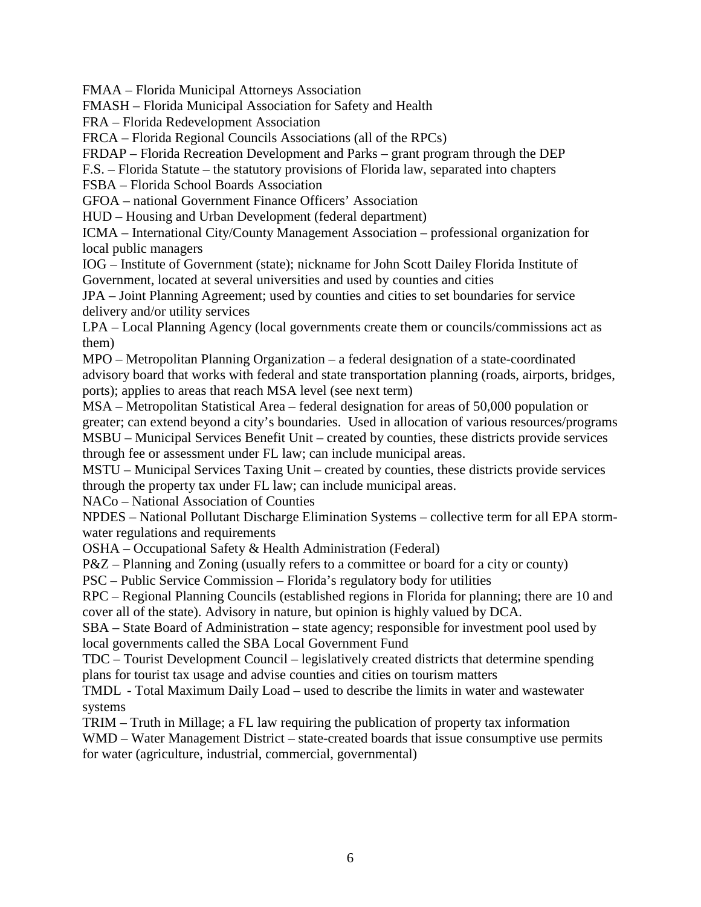FMAA – Florida Municipal Attorneys Association
FMASH – Florida Municipal Association for Safety and Health
FRA – Florida Redevelopment Association
FRCA – Florida Regional Councils Associations (all of the RPCs)
FRDAP – Florida Recreation Development and Parks – grant program through the DEP
F.S. – Florida Statute – the statutory provisions of Florida law, separated into chapters
FSBA – Florida School Boards Association
GFOA – national Government Finance Officers' Association
HUD – Housing and Urban Development (federal department)
ICMA – International City/County Management Association – professional organization for local public managers
IOG – Institute of Government (state); nickname for John Scott Dailey Florida Institute of Government, located at several universities and used by counties and cities
JPA – Joint Planning Agreement; used by counties and cities to set boundaries for service delivery and/or utility services
LPA – Local Planning Agency (local governments create them or councils/commissions act as them)
MPO – Metropolitan Planning Organization – a federal designation of a state-coordinated advisory board that works with federal and state transportation planning (roads, airports, bridges, ports); applies to areas that reach MSA level (see next term)
MSA – Metropolitan Statistical Area – federal designation for areas of 50,000 population or greater; can extend beyond a city's boundaries. Used in allocation of various resources/programs
MSBU – Municipal Services Benefit Unit – created by counties, these districts provide services through fee or assessment under FL law; can include municipal areas.
MSTU – Municipal Services Taxing Unit – created by counties, these districts provide services through the property tax under FL law; can include municipal areas.
NACo – National Association of Counties
NPDES – National Pollutant Discharge Elimination Systems – collective term for all EPA storm-water regulations and requirements
OSHA – Occupational Safety & Health Administration (Federal)
P&Z – Planning and Zoning (usually refers to a committee or board for a city or county)
PSC – Public Service Commission – Florida's regulatory body for utilities
RPC – Regional Planning Councils (established regions in Florida for planning; there are 10 and cover all of the state). Advisory in nature, but opinion is highly valued by DCA.
SBA – State Board of Administration – state agency; responsible for investment pool used by local governments called the SBA Local Government Fund
TDC – Tourist Development Council – legislatively created districts that determine spending plans for tourist tax usage and advise counties and cities on tourism matters
TMDL - Total Maximum Daily Load – used to describe the limits in water and wastewater systems
TRIM – Truth in Millage; a FL law requiring the publication of property tax information
WMD – Water Management District – state-created boards that issue consumptive use permits for water (agriculture, industrial, commercial, governmental)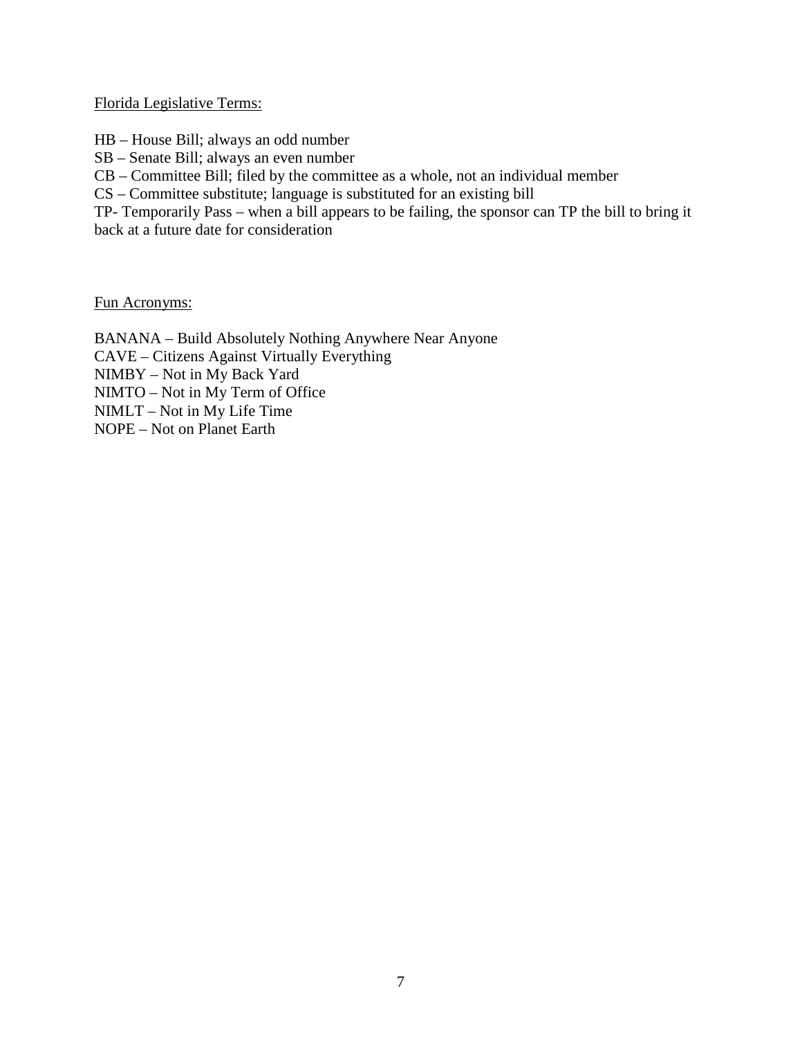Florida Legislative Terms:

HB – House Bill; always an odd number
SB – Senate Bill; always an even number
CB – Committee Bill; filed by the committee as a whole, not an individual member
CS – Committee substitute; language is substituted for an existing bill
TP- Temporarily Pass – when a bill appears to be failing, the sponsor can TP the bill to bring it back at a future date for consideration

Fun Acronyms:

BANANA – Build Absolutely Nothing Anywhere Near Anyone
CAVE – Citizens Against Virtually Everything
NIMBY – Not in My Back Yard
NIMTO – Not in My Term of Office
NIMLT – Not in My Life Time
NOPE – Not on Planet Earth